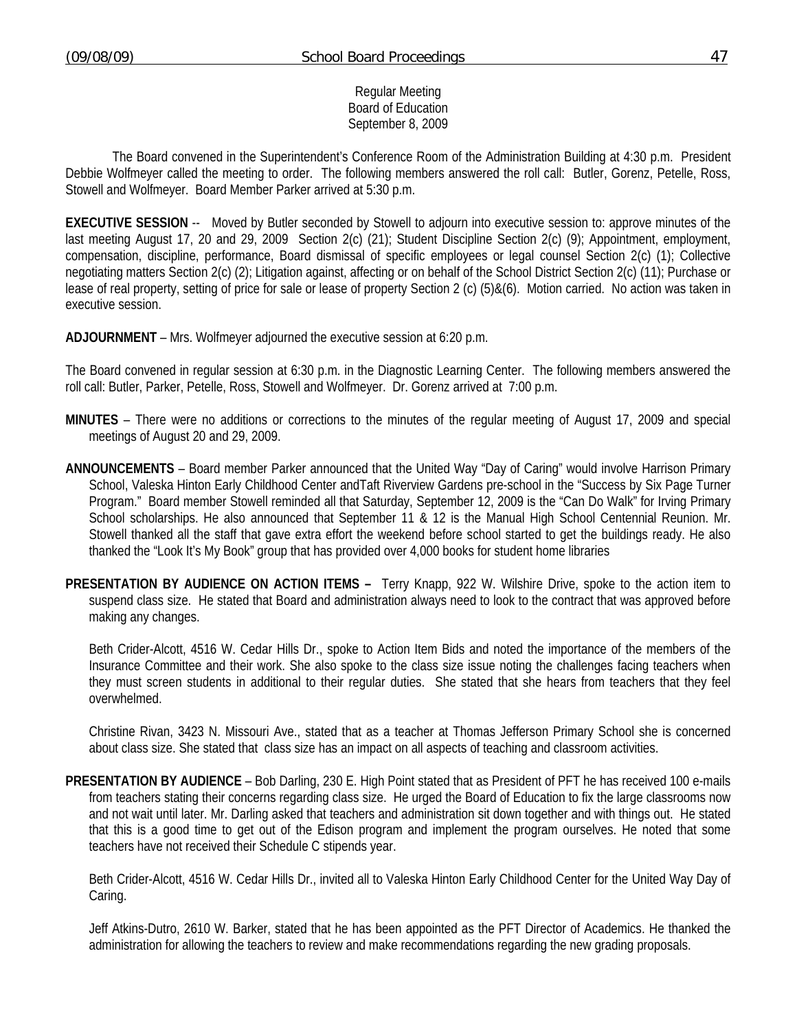Regular Meeting
Board of Education
September 8, 2009

The Board convened in the Superintendent's Conference Room of the Administration Building at 4:30 p.m. President Debbie Wolfmeyer called the meeting to order. The following members answered the roll call: Butler, Gorenz, Petelle, Ross, Stowell and Wolfmeyer. Board Member Parker arrived at 5:30 p.m.

**EXECUTIVE SESSION** -- Moved by Butler seconded by Stowell to adjourn into executive session to: approve minutes of the last meeting August 17, 20 and 29, 2009 Section 2(c) (21); Student Discipline Section 2(c) (9); Appointment, employment, compensation, discipline, performance, Board dismissal of specific employees or legal counsel Section 2(c) (1); Collective negotiating matters Section 2(c) (2); Litigation against, affecting or on behalf of the School District Section 2(c) (11); Purchase or lease of real property, setting of price for sale or lease of property Section 2 (c) (5)&(6). Motion carried. No action was taken in executive session.

**ADJOURNMENT** – Mrs. Wolfmeyer adjourned the executive session at 6:20 p.m.

The Board convened in regular session at 6:30 p.m. in the Diagnostic Learning Center. The following members answered the roll call: Butler, Parker, Petelle, Ross, Stowell and Wolfmeyer. Dr. Gorenz arrived at 7:00 p.m.

**MINUTES** – There were no additions or corrections to the minutes of the regular meeting of August 17, 2009 and special meetings of August 20 and 29, 2009.

**ANNOUNCEMENTS** – Board member Parker announced that the United Way "Day of Caring" would involve Harrison Primary School, Valeska Hinton Early Childhood Center andTaft Riverview Gardens pre-school in the "Success by Six Page Turner Program." Board member Stowell reminded all that Saturday, September 12, 2009 is the "Can Do Walk" for Irving Primary School scholarships. He also announced that September 11 & 12 is the Manual High School Centennial Reunion. Mr. Stowell thanked all the staff that gave extra effort the weekend before school started to get the buildings ready. He also thanked the "Look It's My Book" group that has provided over 4,000 books for student home libraries

**PRESENTATION BY AUDIENCE ON ACTION ITEMS –** Terry Knapp, 922 W. Wilshire Drive, spoke to the action item to suspend class size. He stated that Board and administration always need to look to the contract that was approved before making any changes.

Beth Crider-Alcott, 4516 W. Cedar Hills Dr., spoke to Action Item Bids and noted the importance of the members of the Insurance Committee and their work. She also spoke to the class size issue noting the challenges facing teachers when they must screen students in additional to their regular duties. She stated that she hears from teachers that they feel overwhelmed.

Christine Rivan, 3423 N. Missouri Ave., stated that as a teacher at Thomas Jefferson Primary School she is concerned about class size. She stated that class size has an impact on all aspects of teaching and classroom activities.

**PRESENTATION BY AUDIENCE** – Bob Darling, 230 E. High Point stated that as President of PFT he has received 100 e-mails from teachers stating their concerns regarding class size. He urged the Board of Education to fix the large classrooms now and not wait until later. Mr. Darling asked that teachers and administration sit down together and with things out. He stated that this is a good time to get out of the Edison program and implement the program ourselves. He noted that some teachers have not received their Schedule C stipends year.

Beth Crider-Alcott, 4516 W. Cedar Hills Dr., invited all to Valeska Hinton Early Childhood Center for the United Way Day of Caring.

Jeff Atkins-Dutro, 2610 W. Barker, stated that he has been appointed as the PFT Director of Academics. He thanked the administration for allowing the teachers to review and make recommendations regarding the new grading proposals.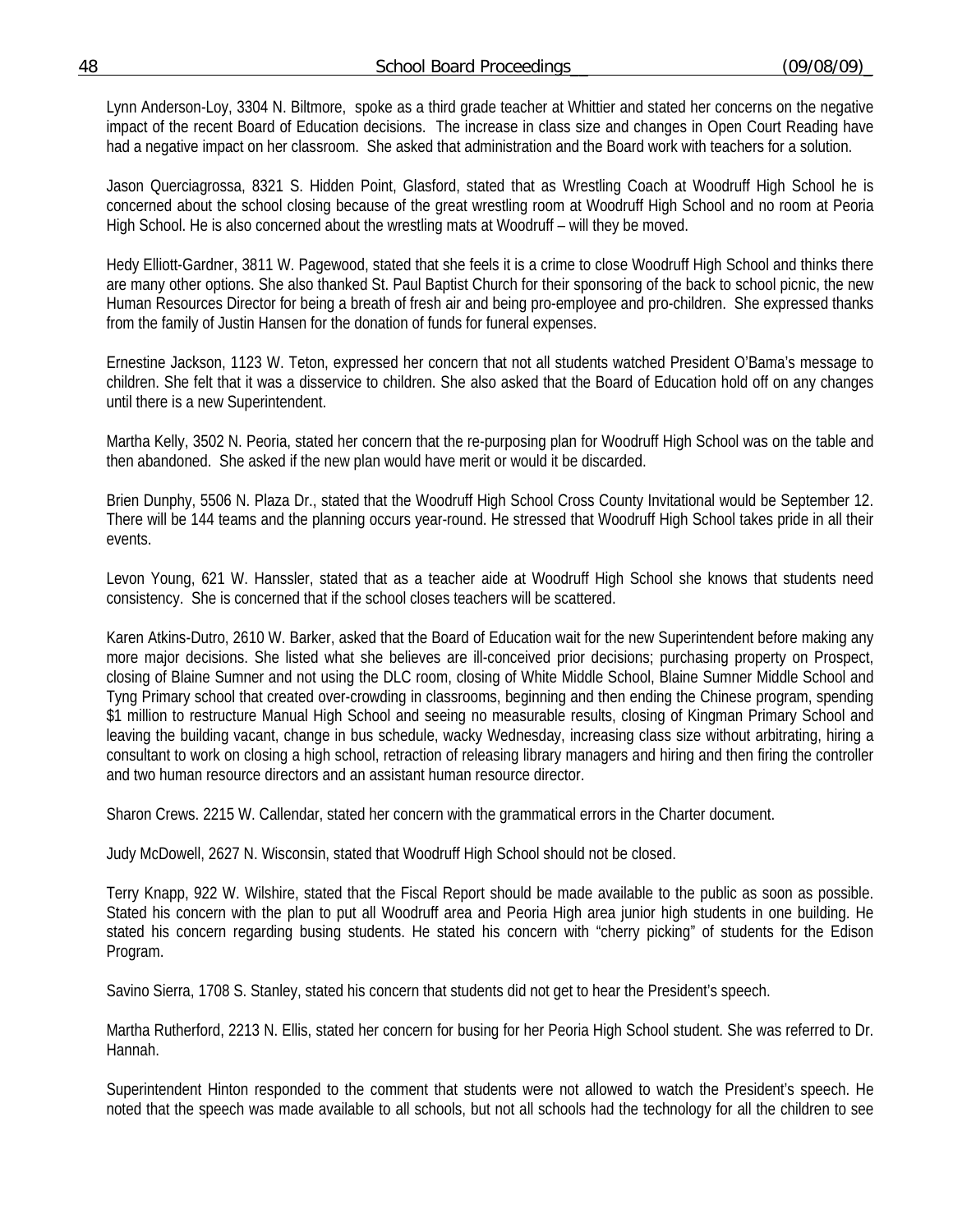Lynn Anderson-Loy, 3304 N. Biltmore, spoke as a third grade teacher at Whittier and stated her concerns on the negative impact of the recent Board of Education decisions. The increase in class size and changes in Open Court Reading have had a negative impact on her classroom. She asked that administration and the Board work with teachers for a solution.

Jason Querciagrossa, 8321 S. Hidden Point, Glasford, stated that as Wrestling Coach at Woodruff High School he is concerned about the school closing because of the great wrestling room at Woodruff High School and no room at Peoria High School. He is also concerned about the wrestling mats at Woodruff – will they be moved.

Hedy Elliott-Gardner, 3811 W. Pagewood, stated that she feels it is a crime to close Woodruff High School and thinks there are many other options. She also thanked St. Paul Baptist Church for their sponsoring of the back to school picnic, the new Human Resources Director for being a breath of fresh air and being pro-employee and pro-children. She expressed thanks from the family of Justin Hansen for the donation of funds for funeral expenses.

Ernestine Jackson, 1123 W. Teton, expressed her concern that not all students watched President O'Bama's message to children. She felt that it was a disservice to children. She also asked that the Board of Education hold off on any changes until there is a new Superintendent.

Martha Kelly, 3502 N. Peoria, stated her concern that the re-purposing plan for Woodruff High School was on the table and then abandoned. She asked if the new plan would have merit or would it be discarded.

Brien Dunphy, 5506 N. Plaza Dr., stated that the Woodruff High School Cross County Invitational would be September 12. There will be 144 teams and the planning occurs year-round. He stressed that Woodruff High School takes pride in all their events.

Levon Young, 621 W. Hanssler, stated that as a teacher aide at Woodruff High School she knows that students need consistency. She is concerned that if the school closes teachers will be scattered.

Karen Atkins-Dutro, 2610 W. Barker, asked that the Board of Education wait for the new Superintendent before making any more major decisions. She listed what she believes are ill-conceived prior decisions; purchasing property on Prospect, closing of Blaine Sumner and not using the DLC room, closing of White Middle School, Blaine Sumner Middle School and Tyng Primary school that created over-crowding in classrooms, beginning and then ending the Chinese program, spending $1 million to restructure Manual High School and seeing no measurable results, closing of Kingman Primary School and leaving the building vacant, change in bus schedule, wacky Wednesday, increasing class size without arbitrating, hiring a consultant to work on closing a high school, retraction of releasing library managers and hiring and then firing the controller and two human resource directors and an assistant human resource director.

Sharon Crews. 2215 W. Callendar, stated her concern with the grammatical errors in the Charter document.

Judy McDowell, 2627 N. Wisconsin, stated that Woodruff High School should not be closed.

Terry Knapp, 922 W. Wilshire, stated that the Fiscal Report should be made available to the public as soon as possible. Stated his concern with the plan to put all Woodruff area and Peoria High area junior high students in one building. He stated his concern regarding busing students. He stated his concern with "cherry picking" of students for the Edison Program.

Savino Sierra, 1708 S. Stanley, stated his concern that students did not get to hear the President's speech.

Martha Rutherford, 2213 N. Ellis, stated her concern for busing for her Peoria High School student. She was referred to Dr. Hannah.

Superintendent Hinton responded to the comment that students were not allowed to watch the President's speech. He noted that the speech was made available to all schools, but not all schools had the technology for all the children to see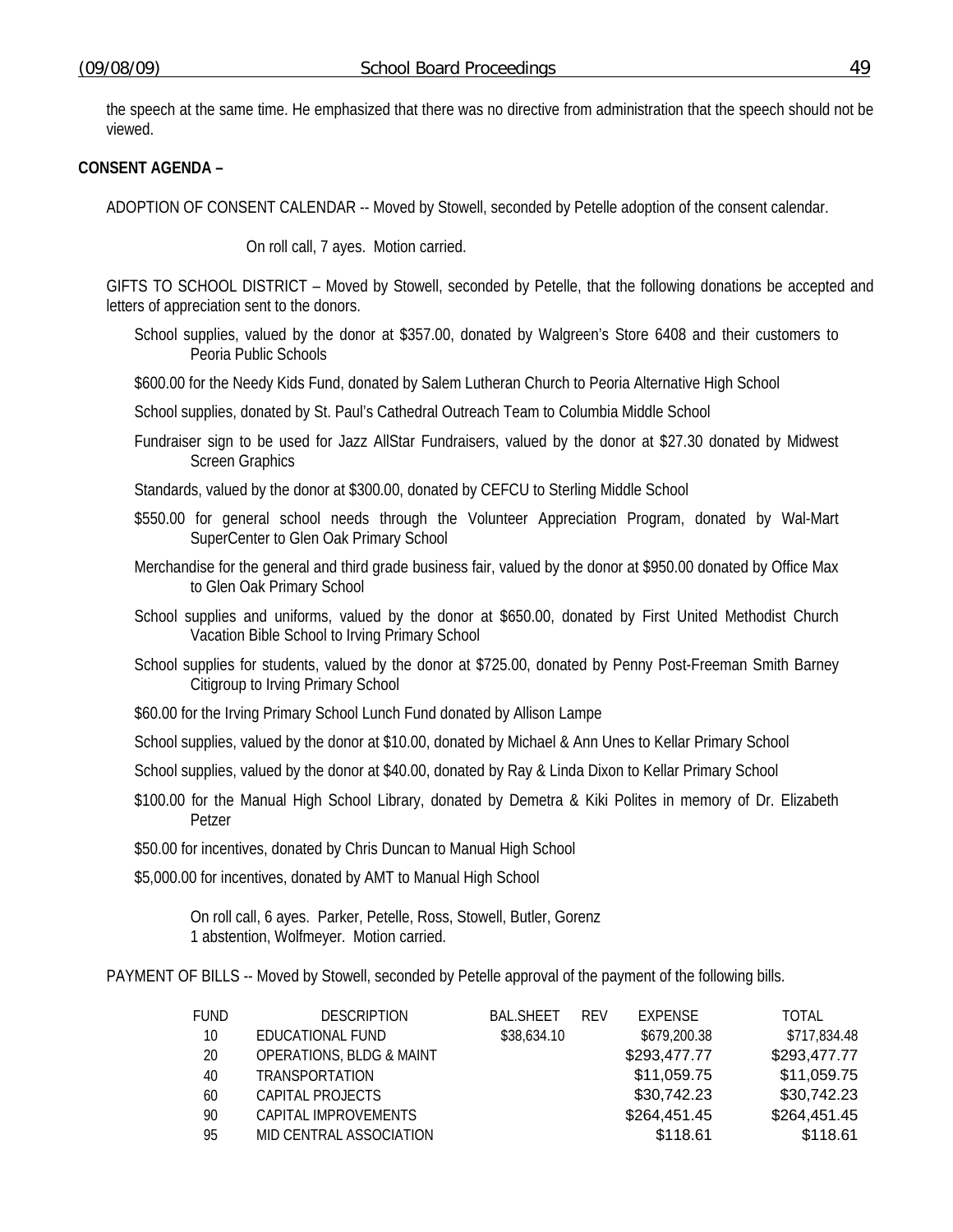the speech at the same time. He emphasized that there was no directive from administration that the speech should not be viewed.

**CONSENT AGENDA –**

ADOPTION OF CONSENT CALENDAR -- Moved by Stowell, seconded by Petelle adoption of the consent calendar.

On roll call, 7 ayes. Motion carried.

GIFTS TO SCHOOL DISTRICT – Moved by Stowell, seconded by Petelle, that the following donations be accepted and letters of appreciation sent to the donors.

School supplies, valued by the donor at $357.00, donated by Walgreen's Store 6408 and their customers to Peoria Public Schools

$600.00 for the Needy Kids Fund, donated by Salem Lutheran Church to Peoria Alternative High School

School supplies, donated by St. Paul's Cathedral Outreach Team to Columbia Middle School

Fundraiser sign to be used for Jazz AllStar Fundraisers, valued by the donor at $27.30 donated by Midwest Screen Graphics

Standards, valued by the donor at $300.00, donated by CEFCU to Sterling Middle School

$550.00 for general school needs through the Volunteer Appreciation Program, donated by Wal-Mart SuperCenter to Glen Oak Primary School

Merchandise for the general and third grade business fair, valued by the donor at $950.00 donated by Office Max to Glen Oak Primary School

School supplies and uniforms, valued by the donor at $650.00, donated by First United Methodist Church Vacation Bible School to Irving Primary School

School supplies for students, valued by the donor at $725.00, donated by Penny Post-Freeman Smith Barney Citigroup to Irving Primary School

$60.00 for the Irving Primary School Lunch Fund donated by Allison Lampe

School supplies, valued by the donor at $10.00, donated by Michael & Ann Unes to Kellar Primary School

School supplies, valued by the donor at $40.00, donated by Ray & Linda Dixon to Kellar Primary School

$100.00 for the Manual High School Library, donated by Demetra & Kiki Polites in memory of Dr. Elizabeth Petzer

$50.00 for incentives, donated by Chris Duncan to Manual High School

$5,000.00 for incentives, donated by AMT to Manual High School

On roll call, 6 ayes. Parker, Petelle, Ross, Stowell, Butler, Gorenz
1 abstention, Wolfmeyer. Motion carried.

PAYMENT OF BILLS -- Moved by Stowell, seconded by Petelle approval of the payment of the following bills.

| FUND | DESCRIPTION | BAL.SHEET | REV | EXPENSE | TOTAL |
|---|---|---|---|---|---|
| 10 | EDUCATIONAL FUND | $38,634.10 | | $679,200.38 | $717,834.48 |
| 20 | OPERATIONS, BLDG & MAINT | | | $293,477.77 | $293,477.77 |
| 40 | TRANSPORTATION | | | $11,059.75 | $11,059.75 |
| 60 | CAPITAL PROJECTS | | | $30,742.23 | $30,742.23 |
| 90 | CAPITAL IMPROVEMENTS | | | $264,451.45 | $264,451.45 |
| 95 | MID CENTRAL ASSOCIATION | | | $118.61 | $118.61 |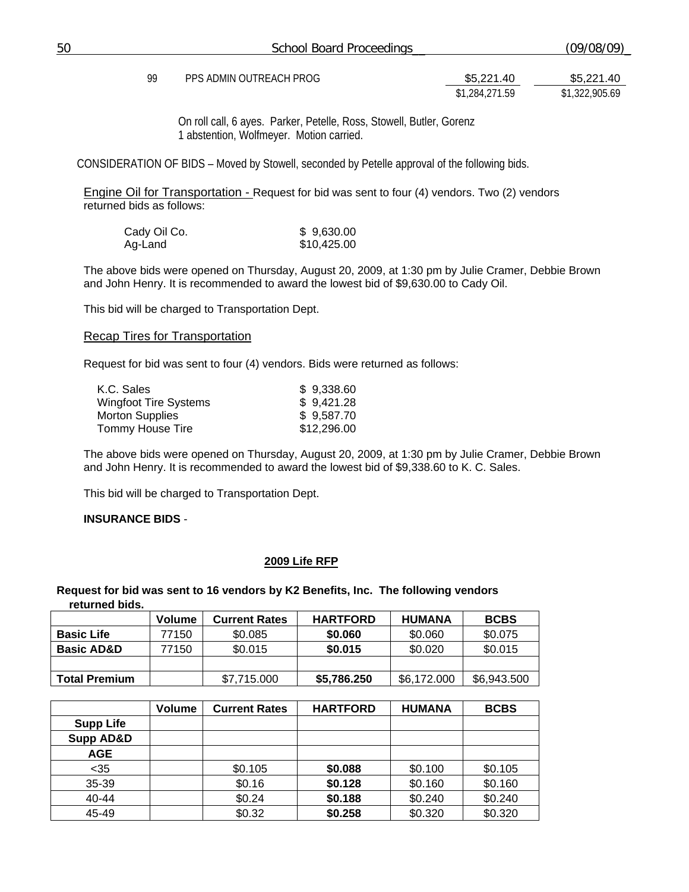| 99 | PPS ADMIN OUTREACH PROG | $5,221.40 | $5,221.40 |
|---|---|---|---|
| | | $1,284,271.59 | $1,322,905.69 |

On roll call, 6 ayes. Parker, Petelle, Ross, Stowell, Butler, Gorenz
1 abstention, Wolfmeyer. Motion carried.

CONSIDERATION OF BIDS – Moved by Stowell, seconded by Petelle approval of the following bids.

Engine Oil for Transportation - Request for bid was sent to four (4) vendors. Two (2) vendors returned bids as follows:

| | |
|---|---|
| Cady Oil Co. | $ 9,630.00 |
| Ag-Land | $10,425.00 |

The above bids were opened on Thursday, August 20, 2009, at 1:30 pm by Julie Cramer, Debbie Brown and John Henry. It is recommended to award the lowest bid of $9,630.00 to Cady Oil.

This bid will be charged to Transportation Dept.

Recap Tires for Transportation

Request for bid was sent to four (4) vendors. Bids were returned as follows:

| | |
|---|---|
| K.C. Sales | $ 9,338.60 |
| Wingfoot Tire Systems | $ 9,421.28 |
| Morton Supplies | $ 9,587.70 |
| Tommy House Tire | $12,296.00 |

The above bids were opened on Thursday, August 20, 2009, at 1:30 pm by Julie Cramer, Debbie Brown and John Henry. It is recommended to award the lowest bid of $9,338.60 to K. C. Sales.

This bid will be charged to Transportation Dept.

**INSURANCE BIDS** -

**2009 Life RFP**

**Request for bid was sent to 16 vendors by K2 Benefits, Inc. The following vendors returned bids.**

| | Volume | Current Rates | HARTFORD | HUMANA | BCBS |
|---|---|---|---|---|---|
| **Basic Life** | 77150 | $0.085 | **$0.060** | $0.060 | $0.075 |
| **Basic AD&D** | 77150 | $0.015 | **$0.015** | $0.020 | $0.015 |
| | | | | | |
| **Total Premium** | | $7,715.000 | **$5,786.250** | $6,172.000 | $6,943.500 |

| | Volume | Current Rates | HARTFORD | HUMANA | BCBS |
|---|---|---|---|---|---|
| **Supp Life** | | | | | |
| **Supp AD&D** | | | | | |
| **AGE** | | | | | |
| <35 | | $0.105 | **$0.088** | $0.100 | $0.105 |
| 35-39 | | $0.16 | **$0.128** | $0.160 | $0.160 |
| 40-44 | | $0.24 | **$0.188** | $0.240 | $0.240 |
| 45-49 | | $0.32 | **$0.258** | $0.320 | $0.320 |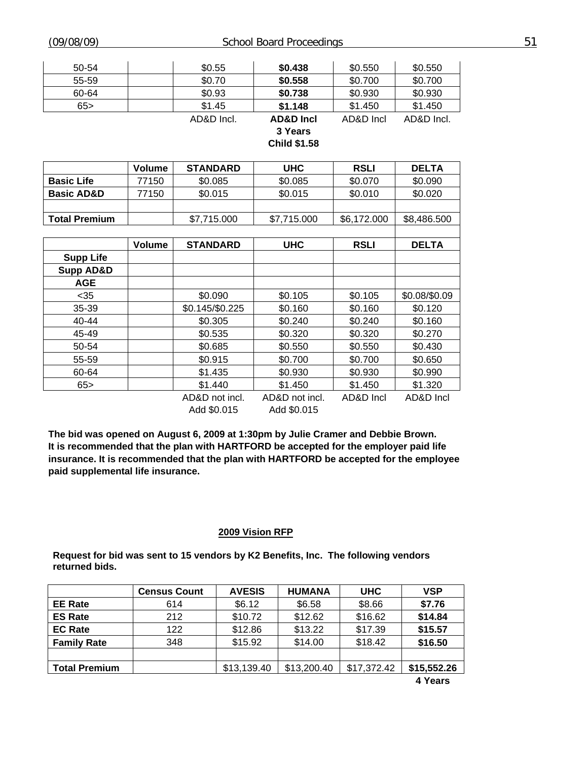| | | | | | |
|---|---|---|---|---|---|
| 50-54 | | $0.55 | **$0.438** | $0.550 | $0.550 |
| 55-59 | | $0.70 | **$0.558** | $0.700 | $0.700 |
| 60-64 | | $0.93 | **$0.738** | $0.930 | $0.930 |
| 65> | | $1.45 | **$1.148** | $1.450 | $1.450 |
| | | AD&D Incl. | **AD&D Incl 3 Years Child $1.58** | AD&D Incl | AD&D Incl. |

| | Volume | STANDARD | UHC | RSLI | DELTA |
|---|---|---|---|---|---|
| **Basic Life** | 77150 | $0.085 | $0.085 | $0.070 | $0.090 |
| **Basic AD&D** | 77150 | $0.015 | $0.015 | $0.010 | $0.020 |
| | | | | | |
| **Total Premium** | | $7,715.000 | $7,715.000 | $6,172.000 | $8,486.500 |

| | Volume | STANDARD | UHC | RSLI | DELTA |
|---|---|---|---|---|---|
| **Supp Life** | | | | | |
| **Supp AD&D** | | | | | |
| **AGE** | | | | | |
| <35 | | $0.090 | $0.105 | $0.105 | $0.08/$0.09 |
| 35-39 | | $0.145/$0.225 | $0.160 | $0.160 | $0.120 |
| 40-44 | | $0.305 | $0.240 | $0.240 | $0.160 |
| 45-49 | | $0.535 | $0.320 | $0.320 | $0.270 |
| 50-54 | | $0.685 | $0.550 | $0.550 | $0.430 |
| 55-59 | | $0.915 | $0.700 | $0.700 | $0.650 |
| 60-64 | | $1.435 | $0.930 | $0.930 | $0.990 |
| 65> | | $1.440 | $1.450 | $1.450 | $1.320 |
| | | AD&D not incl. Add $0.015 | AD&D not incl. Add $0.015 | AD&D Incl | AD&D Incl |

**The bid was opened on August 6, 2009 at 1:30pm by Julie Cramer and Debbie Brown. It is recommended that the plan with HARTFORD be accepted for the employer paid life insurance. It is recommended that the plan with HARTFORD be accepted for the employee paid supplemental life insurance.**

## 2009 Vision RFP

**Request for bid was sent to 15 vendors by K2 Benefits, Inc. The following vendors returned bids.**

| | Census Count | AVESIS | HUMANA | UHC | VSP |
|---|---|---|---|---|---|
| **EE Rate** | 614 | $6.12 | $6.58 | $8.66 | **$7.76** |
| **ES Rate** | 212 | $10.72 | $12.62 | $16.62 | **$14.84** |
| **EC Rate** | 122 | $12.86 | $13.22 | $17.39 | **$15.57** |
| **Family Rate** | 348 | $15.92 | $14.00 | $18.42 | **$16.50** |
| | | | | | |
| **Total Premium** | | $13,139.40 | $13,200.40 | $17,372.42 | **$15,552.26** |
| | | | | | **4 Years** |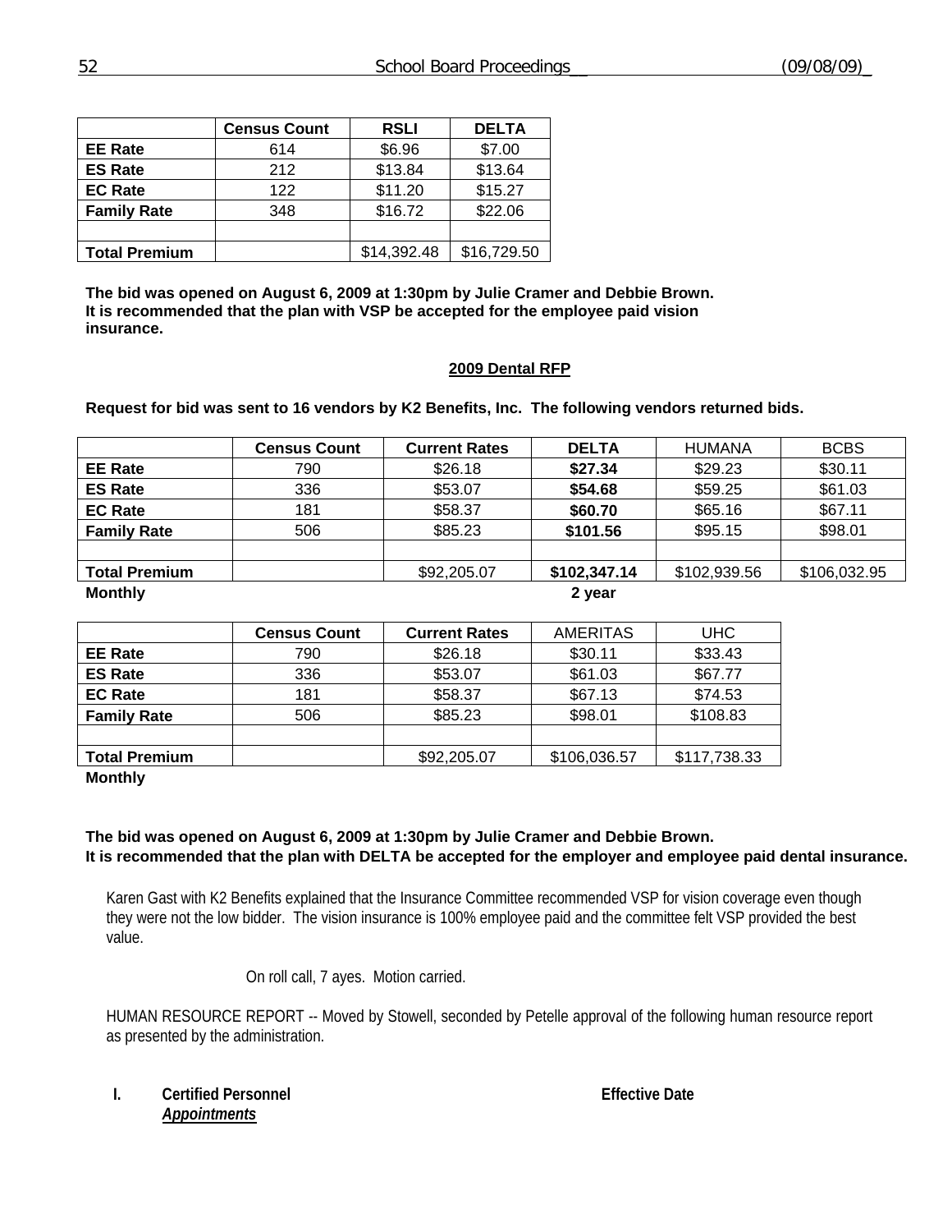| | Census Count | RSLI | DELTA |
|---|---|---|---|
| **EE Rate** | 614 | $6.96 | $7.00 |
| **ES Rate** | 212 | $13.84 | $13.64 |
| **EC Rate** | 122 | $11.20 | $15.27 |
| **Family Rate** | 348 | $16.72 | $22.06 |
| | | | |
| **Total Premium** | | $14,392.48 | $16,729.50 |

**The bid was opened on August 6, 2009 at 1:30pm by Julie Cramer and Debbie Brown. It is recommended that the plan with VSP be accepted for the employee paid vision insurance.**

## 2009 Dental RFP

**Request for bid was sent to 16 vendors by K2 Benefits, Inc. The following vendors returned bids.**

| | Census Count | Current Rates | DELTA | HUMANA | BCBS |
|---|---|---|---|---|---|
| **EE Rate** | 790 | $26.18 | **$27.34** | $29.23 | $30.11 |
| **ES Rate** | 336 | $53.07 | **$54.68** | $59.25 | $61.03 |
| **EC Rate** | 181 | $58.37 | **$60.70** | $65.16 | $67.11 |
| **Family Rate** | 506 | $85.23 | **$101.56** | $95.15 | $98.01 |
| | | | | | |
| **Total Premium** | | $92,205.07 | **$102,347.14** | $102,939.56 | $106,032.95 |
| **Monthly** | | | **2 year** | | |

| | Census Count | Current Rates | AMERITAS | UHC |
|---|---|---|---|---|
| **EE Rate** | 790 | $26.18 | $30.11 | $33.43 |
| **ES Rate** | 336 | $53.07 | $61.03 | $67.77 |
| **EC Rate** | 181 | $58.37 | $67.13 | $74.53 |
| **Family Rate** | 506 | $85.23 | $98.01 | $108.83 |
| | | | | |
| **Total Premium** | | $92,205.07 | $106,036.57 | $117,738.33 |
| **Monthly** | | | | |

**The bid was opened on August 6, 2009 at 1:30pm by Julie Cramer and Debbie Brown. It is recommended that the plan with DELTA be accepted for the employer and employee paid dental insurance.**

Karen Gast with K2 Benefits explained that the Insurance Committee recommended VSP for vision coverage even though they were not the low bidder. The vision insurance is 100% employee paid and the committee felt VSP provided the best value.

On roll call, 7 ayes. Motion carried.

HUMAN RESOURCE REPORT -- Moved by Stowell, seconded by Petelle approval of the following human resource report as presented by the administration.

**I. Certified Personnel** **Effective Date**

***Appointments***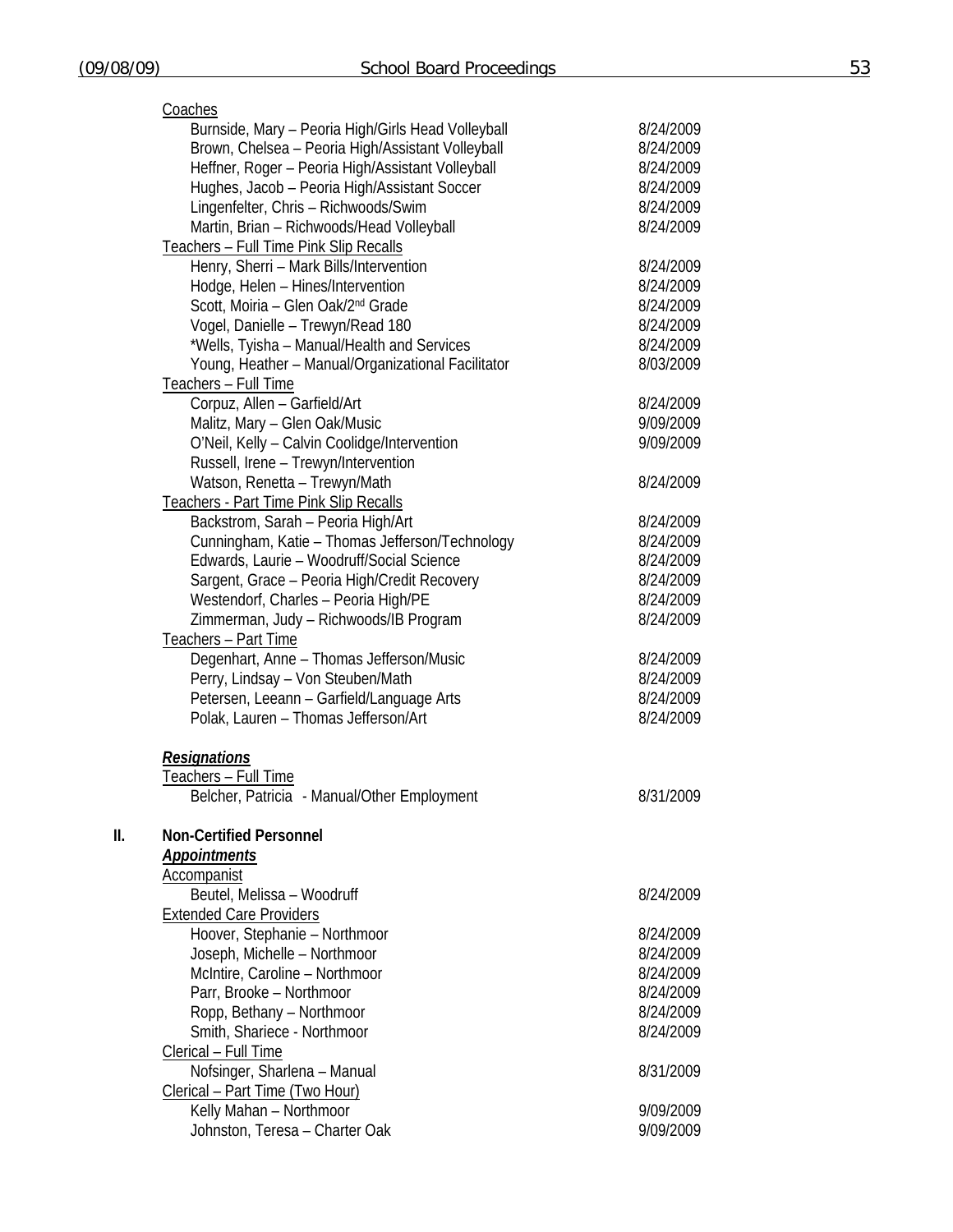Coaches

| | |
|---|---|
| Burnside, Mary – Peoria High/Girls Head Volleyball | 8/24/2009 |
| Brown, Chelsea – Peoria High/Assistant Volleyball | 8/24/2009 |
| Heffner, Roger – Peoria High/Assistant Volleyball | 8/24/2009 |
| Hughes, Jacob – Peoria High/Assistant Soccer | 8/24/2009 |
| Lingenfelter, Chris – Richwoods/Swim | 8/24/2009 |
| Martin, Brian – Richwoods/Head Volleyball | 8/24/2009 |

Teachers – Full Time Pink Slip Recalls

| | |
|---|---|
| Henry, Sherri – Mark Bills/Intervention | 8/24/2009 |
| Hodge, Helen – Hines/Intervention | 8/24/2009 |
| Scott, Moiria – Glen Oak/2nd Grade | 8/24/2009 |
| Vogel, Danielle – Trewyn/Read 180 | 8/24/2009 |
| *Wells, Tyisha – Manual/Health and Services | 8/24/2009 |
| Young, Heather – Manual/Organizational Facilitator | 8/03/2009 |

Teachers – Full Time

| | |
|---|---|
| Corpuz, Allen – Garfield/Art | 8/24/2009 |
| Malitz, Mary – Glen Oak/Music | 9/09/2009 |
| O'Neil, Kelly – Calvin Coolidge/Intervention | 9/09/2009 |
| Russell, Irene – Trewyn/Intervention | |
| Watson, Renetta – Trewyn/Math | 8/24/2009 |

Teachers - Part Time Pink Slip Recalls

| | |
|---|---|
| Backstrom, Sarah – Peoria High/Art | 8/24/2009 |
| Cunningham, Katie – Thomas Jefferson/Technology | 8/24/2009 |
| Edwards, Laurie – Woodruff/Social Science | 8/24/2009 |
| Sargent, Grace – Peoria High/Credit Recovery | 8/24/2009 |
| Westendorf, Charles – Peoria High/PE | 8/24/2009 |
| Zimmerman, Judy – Richwoods/IB Program | 8/24/2009 |

Teachers – Part Time

| | |
|---|---|
| Degenhart, Anne – Thomas Jefferson/Music | 8/24/2009 |
| Perry, Lindsay – Von Steuben/Math | 8/24/2009 |
| Petersen, Leeann – Garfield/Language Arts | 8/24/2009 |
| Polak, Lauren – Thomas Jefferson/Art | 8/24/2009 |

***Resignations***

Teachers – Full Time

| | |
|---|---|
| Belcher, Patricia - Manual/Other Employment | 8/31/2009 |

**II. Non-Certified Personnel**

***Appointments***

Accompanist

| | |
|---|---|
| Beutel, Melissa – Woodruff | 8/24/2009 |

Extended Care Providers

| | |
|---|---|
| Hoover, Stephanie – Northmoor | 8/24/2009 |
| Joseph, Michelle – Northmoor | 8/24/2009 |
| McIntire, Caroline – Northmoor | 8/24/2009 |
| Parr, Brooke – Northmoor | 8/24/2009 |
| Ropp, Bethany – Northmoor | 8/24/2009 |
| Smith, Shariece - Northmoor | 8/24/2009 |

Clerical – Full Time

| | |
|---|---|
| Nofsinger, Sharlena – Manual | 8/31/2009 |

Clerical – Part Time (Two Hour)

| | |
|---|---|
| Kelly Mahan – Northmoor | 9/09/2009 |
| Johnston, Teresa – Charter Oak | 9/09/2009 |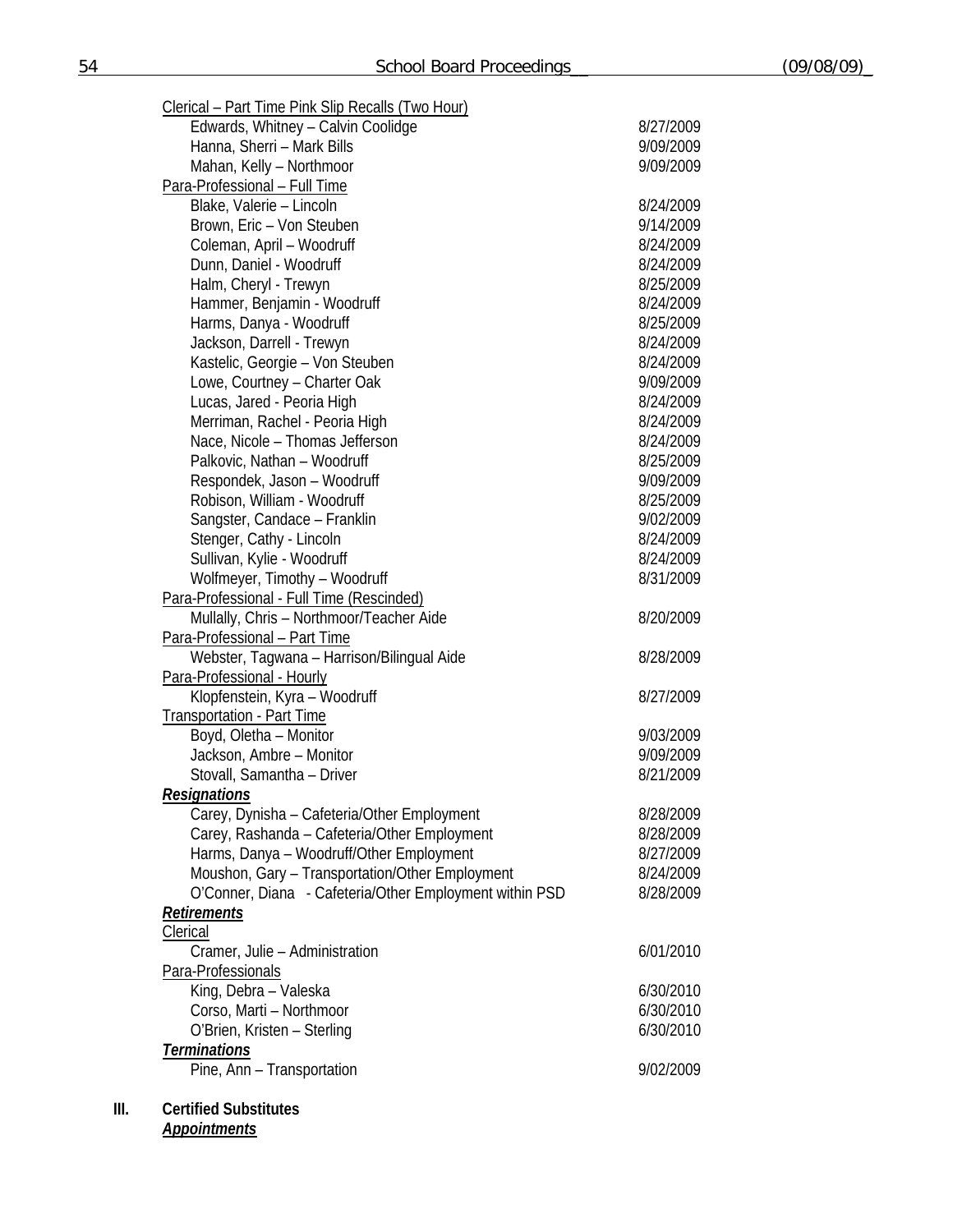Clerical – Part Time Pink Slip Recalls (Two Hour)

| | |
|---|---|
| Edwards, Whitney – Calvin Coolidge | 8/27/2009 |
| Hanna, Sherri – Mark Bills | 9/09/2009 |
| Mahan, Kelly – Northmoor | 9/09/2009 |

Para-Professional – Full Time

| | |
|---|---|
| Blake, Valerie – Lincoln | 8/24/2009 |
| Brown, Eric – Von Steuben | 9/14/2009 |
| Coleman, April – Woodruff | 8/24/2009 |
| Dunn, Daniel - Woodruff | 8/24/2009 |
| Halm, Cheryl - Trewyn | 8/25/2009 |
| Hammer, Benjamin - Woodruff | 8/24/2009 |
| Harms, Danya - Woodruff | 8/25/2009 |
| Jackson, Darrell - Trewyn | 8/24/2009 |
| Kastelic, Georgie – Von Steuben | 8/24/2009 |
| Lowe, Courtney – Charter Oak | 9/09/2009 |
| Lucas, Jared - Peoria High | 8/24/2009 |
| Merriman, Rachel - Peoria High | 8/24/2009 |
| Nace, Nicole – Thomas Jefferson | 8/24/2009 |
| Palkovic, Nathan – Woodruff | 8/25/2009 |
| Respondek, Jason – Woodruff | 9/09/2009 |
| Robison, William - Woodruff | 8/25/2009 |
| Sangster, Candace – Franklin | 9/02/2009 |
| Stenger, Cathy - Lincoln | 8/24/2009 |
| Sullivan, Kylie - Woodruff | 8/24/2009 |
| Wolfmeyer, Timothy – Woodruff | 8/31/2009 |

Para-Professional - Full Time (Rescinded)

| | |
|---|---|
| Mullally, Chris – Northmoor/Teacher Aide | 8/20/2009 |

Para-Professional – Part Time

| | |
|---|---|
| Webster, Tagwana – Harrison/Bilingual Aide | 8/28/2009 |

Para-Professional - Hourly

| | |
|---|---|
| Klopfenstein, Kyra – Woodruff | 8/27/2009 |

Transportation - Part Time

| | |
|---|---|
| Boyd, Oletha – Monitor | 9/03/2009 |
| Jackson, Ambre – Monitor | 9/09/2009 |
| Stovall, Samantha – Driver | 8/21/2009 |

***Resignations***

| | |
|---|---|
| Carey, Dynisha – Cafeteria/Other Employment | 8/28/2009 |
| Carey, Rashanda – Cafeteria/Other Employment | 8/28/2009 |
| Harms, Danya – Woodruff/Other Employment | 8/27/2009 |
| Moushon, Gary – Transportation/Other Employment | 8/24/2009 |
| O'Conner, Diana - Cafeteria/Other Employment within PSD | 8/28/2009 |

***Retirements***

Clerical

| | |
|---|---|
| Cramer, Julie – Administration | 6/01/2010 |

Para-Professionals

| | |
|---|---|
| King, Debra – Valeska | 6/30/2010 |
| Corso, Marti – Northmoor | 6/30/2010 |
| O'Brien, Kristen – Sterling | 6/30/2010 |

***Terminations***

| | |
|---|---|
| Pine, Ann – Transportation | 9/02/2009 |

**III. Certified Substitutes**

***Appointments***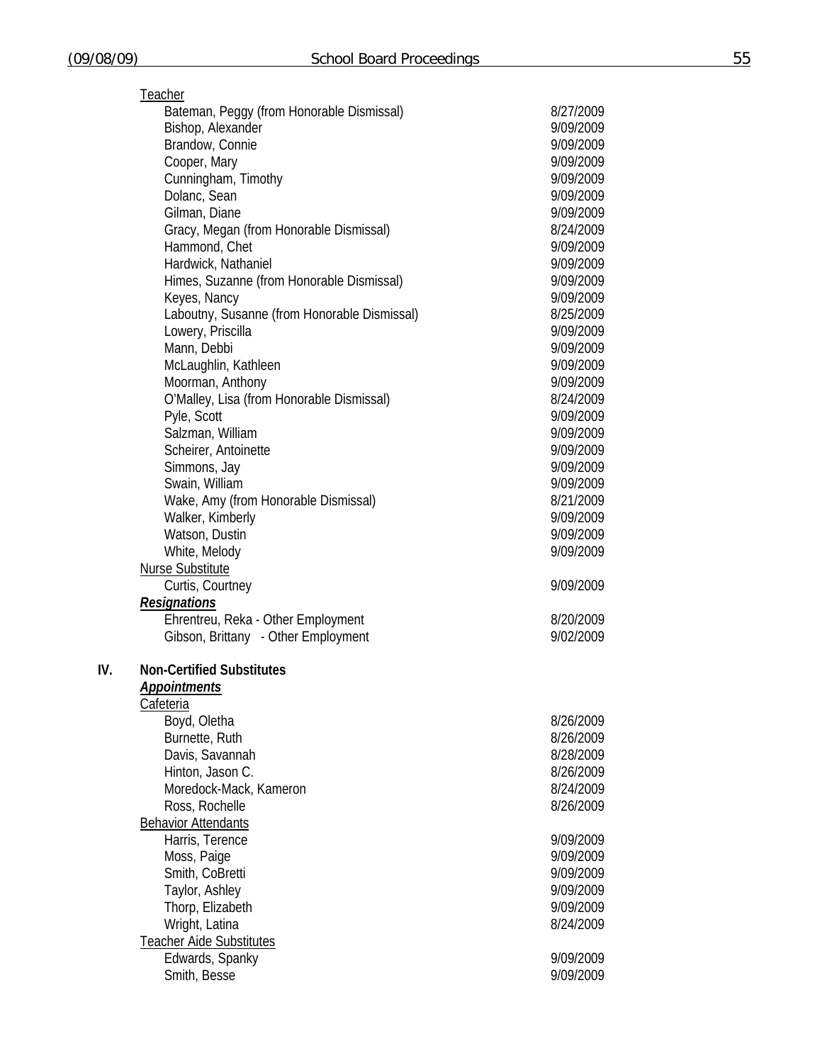Teacher

| | |
|---|---|
| Bateman, Peggy (from Honorable Dismissal) | 8/27/2009 |
| Bishop, Alexander | 9/09/2009 |
| Brandow, Connie | 9/09/2009 |
| Cooper, Mary | 9/09/2009 |
| Cunningham, Timothy | 9/09/2009 |
| Dolanc, Sean | 9/09/2009 |
| Gilman, Diane | 9/09/2009 |
| Gracy, Megan (from Honorable Dismissal) | 8/24/2009 |
| Hammond, Chet | 9/09/2009 |
| Hardwick, Nathaniel | 9/09/2009 |
| Himes, Suzanne (from Honorable Dismissal) | 9/09/2009 |
| Keyes, Nancy | 9/09/2009 |
| Laboutny, Susanne (from Honorable Dismissal) | 8/25/2009 |
| Lowery, Priscilla | 9/09/2009 |
| Mann, Debbi | 9/09/2009 |
| McLaughlin, Kathleen | 9/09/2009 |
| Moorman, Anthony | 9/09/2009 |
| O'Malley, Lisa (from Honorable Dismissal) | 8/24/2009 |
| Pyle, Scott | 9/09/2009 |
| Salzman, William | 9/09/2009 |
| Scheirer, Antoinette | 9/09/2009 |
| Simmons, Jay | 9/09/2009 |
| Swain, William | 9/09/2009 |
| Wake, Amy (from Honorable Dismissal) | 8/21/2009 |
| Walker, Kimberly | 9/09/2009 |
| Watson, Dustin | 9/09/2009 |
| White, Melody | 9/09/2009 |

Nurse Substitute

| | |
|---|---|
| Curtis, Courtney | 9/09/2009 |

***Resignations***

| | |
|---|---|
| Ehrentreu, Reka - Other Employment | 8/20/2009 |
| Gibson, Brittany - Other Employment | 9/02/2009 |

## IV. Non-Certified Substitutes

***Appointments***

Cafeteria

| | |
|---|---|
| Boyd, Oletha | 8/26/2009 |
| Burnette, Ruth | 8/26/2009 |
| Davis, Savannah | 8/28/2009 |
| Hinton, Jason C. | 8/26/2009 |
| Moredock-Mack, Kameron | 8/24/2009 |
| Ross, Rochelle | 8/26/2009 |

Behavior Attendants

| | |
|---|---|
| Harris, Terence | 9/09/2009 |
| Moss, Paige | 9/09/2009 |
| Smith, CoBretti | 9/09/2009 |
| Taylor, Ashley | 9/09/2009 |
| Thorp, Elizabeth | 9/09/2009 |
| Wright, Latina | 8/24/2009 |

Teacher Aide Substitutes

| | |
|---|---|
| Edwards, Spanky | 9/09/2009 |
| Smith, Besse | 9/09/2009 |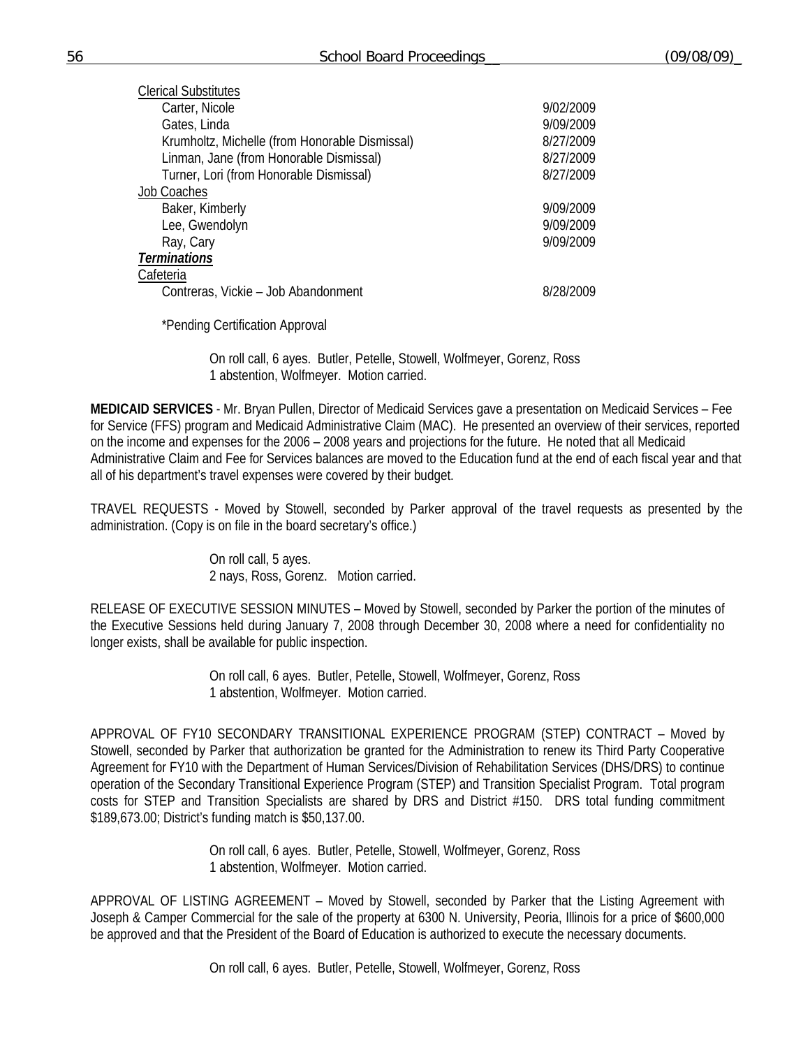Clerical Substitutes

| | |
|---|---|
| Carter, Nicole | 9/02/2009 |
| Gates, Linda | 9/09/2009 |
| Krumholtz, Michelle (from Honorable Dismissal) | 8/27/2009 |
| Linman, Jane (from Honorable Dismissal) | 8/27/2009 |
| Turner, Lori (from Honorable Dismissal) | 8/27/2009 |

Job Coaches

| | |
|---|---|
| Baker, Kimberly | 9/09/2009 |
| Lee, Gwendolyn | 9/09/2009 |
| Ray, Cary | 9/09/2009 |

***Terminations***

Cafeteria

| | |
|---|---|
| Contreras, Vickie – Job Abandonment | 8/28/2009 |

*Pending Certification Approval

On roll call, 6 ayes. Butler, Petelle, Stowell, Wolfmeyer, Gorenz, Ross
1 abstention, Wolfmeyer. Motion carried.

**MEDICAID SERVICES** - Mr. Bryan Pullen, Director of Medicaid Services gave a presentation on Medicaid Services – Fee for Service (FFS) program and Medicaid Administrative Claim (MAC). He presented an overview of their services, reported on the income and expenses for the 2006 – 2008 years and projections for the future. He noted that all Medicaid Administrative Claim and Fee for Services balances are moved to the Education fund at the end of each fiscal year and that all of his department's travel expenses were covered by their budget.

TRAVEL REQUESTS - Moved by Stowell, seconded by Parker approval of the travel requests as presented by the administration. (Copy is on file in the board secretary's office.)

On roll call, 5 ayes.
2 nays, Ross, Gorenz. Motion carried.

RELEASE OF EXECUTIVE SESSION MINUTES – Moved by Stowell, seconded by Parker the portion of the minutes of the Executive Sessions held during January 7, 2008 through December 30, 2008 where a need for confidentiality no longer exists, shall be available for public inspection.

On roll call, 6 ayes. Butler, Petelle, Stowell, Wolfmeyer, Gorenz, Ross
1 abstention, Wolfmeyer. Motion carried.

APPROVAL OF FY10 SECONDARY TRANSITIONAL EXPERIENCE PROGRAM (STEP) CONTRACT – Moved by Stowell, seconded by Parker that authorization be granted for the Administration to renew its Third Party Cooperative Agreement for FY10 with the Department of Human Services/Division of Rehabilitation Services (DHS/DRS) to continue operation of the Secondary Transitional Experience Program (STEP) and Transition Specialist Program. Total program costs for STEP and Transition Specialists are shared by DRS and District #150. DRS total funding commitment $189,673.00; District's funding match is $50,137.00.

On roll call, 6 ayes. Butler, Petelle, Stowell, Wolfmeyer, Gorenz, Ross
1 abstention, Wolfmeyer. Motion carried.

APPROVAL OF LISTING AGREEMENT – Moved by Stowell, seconded by Parker that the Listing Agreement with Joseph & Camper Commercial for the sale of the property at 6300 N. University, Peoria, Illinois for a price of $600,000 be approved and that the President of the Board of Education is authorized to execute the necessary documents.

On roll call, 6 ayes. Butler, Petelle, Stowell, Wolfmeyer, Gorenz, Ross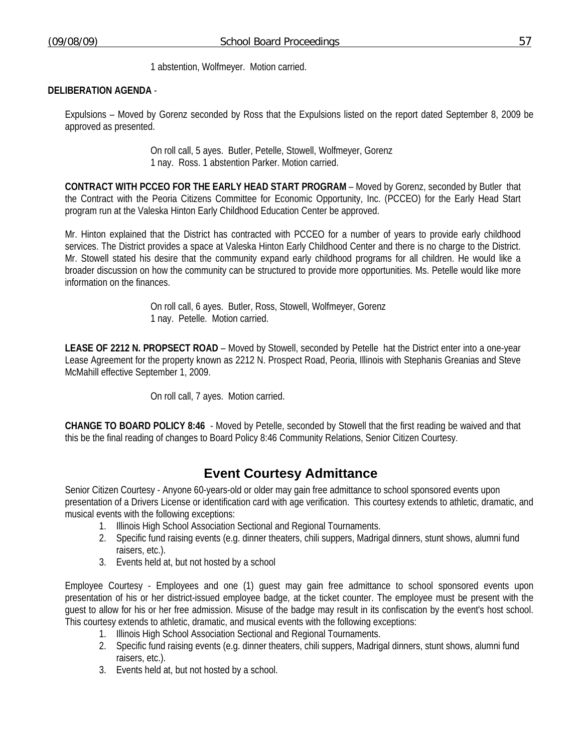1 abstention, Wolfmeyer. Motion carried.

**DELIBERATION AGENDA** -

Expulsions – Moved by Gorenz seconded by Ross that the Expulsions listed on the report dated September 8, 2009 be approved as presented.

On roll call, 5 ayes. Butler, Petelle, Stowell, Wolfmeyer, Gorenz
1 nay. Ross. 1 abstention Parker. Motion carried.

**CONTRACT WITH PCCEO FOR THE EARLY HEAD START PROGRAM** – Moved by Gorenz, seconded by Butler that the Contract with the Peoria Citizens Committee for Economic Opportunity, Inc. (PCCEO) for the Early Head Start program run at the Valeska Hinton Early Childhood Education Center be approved.

Mr. Hinton explained that the District has contracted with PCCEO for a number of years to provide early childhood services. The District provides a space at Valeska Hinton Early Childhood Center and there is no charge to the District. Mr. Stowell stated his desire that the community expand early childhood programs for all children. He would like a broader discussion on how the community can be structured to provide more opportunities. Ms. Petelle would like more information on the finances.

On roll call, 6 ayes. Butler, Ross, Stowell, Wolfmeyer, Gorenz
1 nay. Petelle. Motion carried.

**LEASE OF 2212 N. PROPSECT ROAD** – Moved by Stowell, seconded by Petelle hat the District enter into a one-year Lease Agreement for the property known as 2212 N. Prospect Road, Peoria, Illinois with Stephanis Greanias and Steve McMahill effective September 1, 2009.

On roll call, 7 ayes. Motion carried.

**CHANGE TO BOARD POLICY 8:46** - Moved by Petelle, seconded by Stowell that the first reading be waived and that this be the final reading of changes to Board Policy 8:46 Community Relations, Senior Citizen Courtesy.

## Event Courtesy Admittance

Senior Citizen Courtesy - Anyone 60-years-old or older may gain free admittance to school sponsored events upon presentation of a Drivers License or identification card with age verification. This courtesy extends to athletic, dramatic, and musical events with the following exceptions:

1. Illinois High School Association Sectional and Regional Tournaments.
2. Specific fund raising events (e.g. dinner theaters, chili suppers, Madrigal dinners, stunt shows, alumni fund raisers, etc.).
3. Events held at, but not hosted by a school

Employee Courtesy - Employees and one (1) guest may gain free admittance to school sponsored events upon presentation of his or her district-issued employee badge, at the ticket counter. The employee must be present with the guest to allow for his or her free admission. Misuse of the badge may result in its confiscation by the event's host school. This courtesy extends to athletic, dramatic, and musical events with the following exceptions:

1. Illinois High School Association Sectional and Regional Tournaments.
2. Specific fund raising events (e.g. dinner theaters, chili suppers, Madrigal dinners, stunt shows, alumni fund raisers, etc.).
3. Events held at, but not hosted by a school.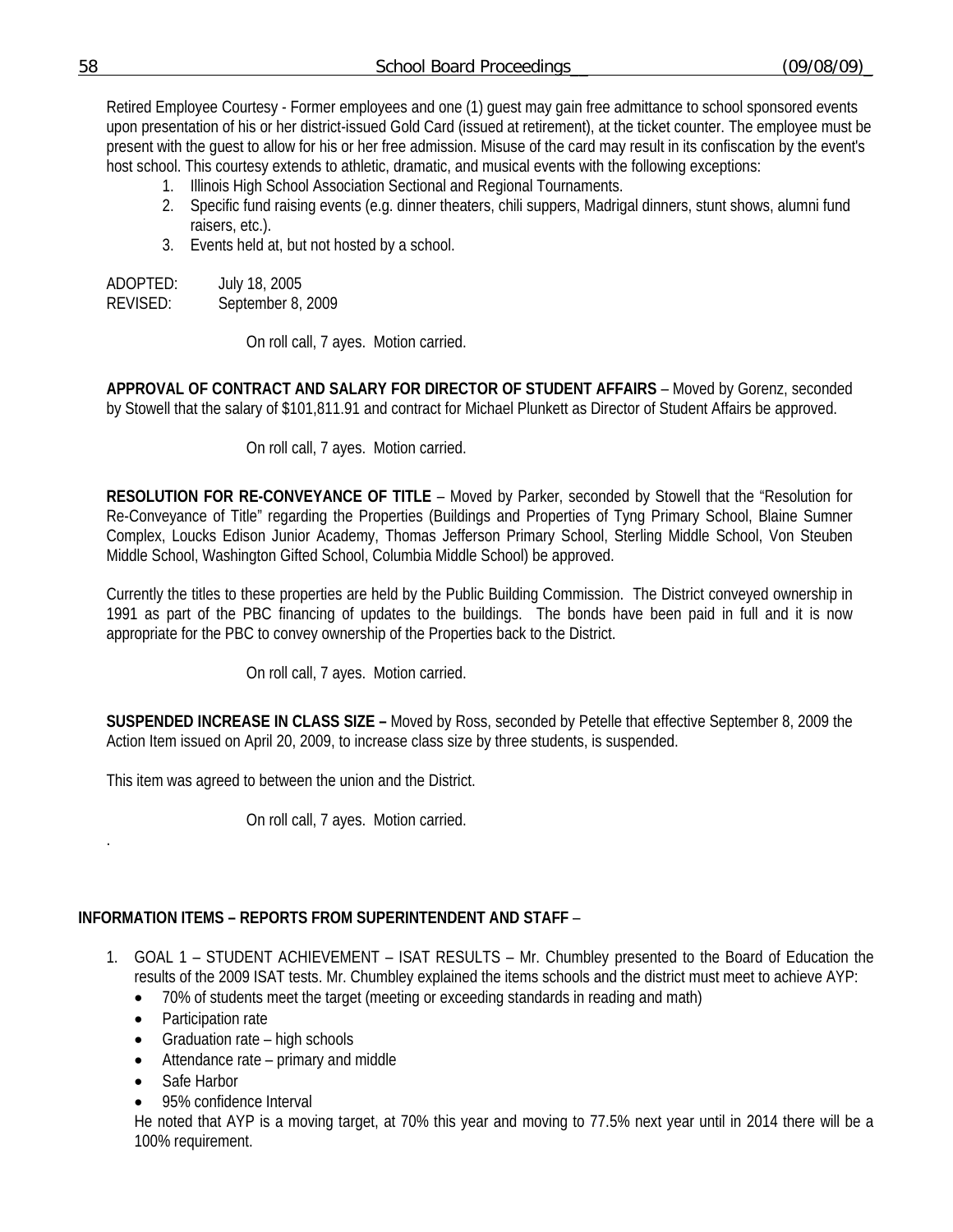Retired Employee Courtesy - Former employees and one (1) guest may gain free admittance to school sponsored events upon presentation of his or her district-issued Gold Card (issued at retirement), at the ticket counter. The employee must be present with the guest to allow for his or her free admission. Misuse of the card may result in its confiscation by the event's host school. This courtesy extends to athletic, dramatic, and musical events with the following exceptions:

1. Illinois High School Association Sectional and Regional Tournaments.
2. Specific fund raising events (e.g. dinner theaters, chili suppers, Madrigal dinners, stunt shows, alumni fund raisers, etc.).
3. Events held at, but not hosted by a school.

ADOPTED: July 18, 2005
REVISED: September 8, 2009

On roll call, 7 ayes. Motion carried.

**APPROVAL OF CONTRACT AND SALARY FOR DIRECTOR OF STUDENT AFFAIRS** – Moved by Gorenz, seconded by Stowell that the salary of $101,811.91 and contract for Michael Plunkett as Director of Student Affairs be approved.

On roll call, 7 ayes. Motion carried.

**RESOLUTION FOR RE-CONVEYANCE OF TITLE** – Moved by Parker, seconded by Stowell that the "Resolution for Re-Conveyance of Title" regarding the Properties (Buildings and Properties of Tyng Primary School, Blaine Sumner Complex, Loucks Edison Junior Academy, Thomas Jefferson Primary School, Sterling Middle School, Von Steuben Middle School, Washington Gifted School, Columbia Middle School) be approved.

Currently the titles to these properties are held by the Public Building Commission. The District conveyed ownership in 1991 as part of the PBC financing of updates to the buildings. The bonds have been paid in full and it is now appropriate for the PBC to convey ownership of the Properties back to the District.

On roll call, 7 ayes. Motion carried.

**SUSPENDED INCREASE IN CLASS SIZE –** Moved by Ross, seconded by Petelle that effective September 8, 2009 the Action Item issued on April 20, 2009, to increase class size by three students, is suspended.

This item was agreed to between the union and the District.

On roll call, 7 ayes. Motion carried.

.

**INFORMATION ITEMS – REPORTS FROM SUPERINTENDENT AND STAFF** –

1. GOAL 1 – STUDENT ACHIEVEMENT – ISAT RESULTS – Mr. Chumbley presented to the Board of Education the results of the 2009 ISAT tests. Mr. Chumbley explained the items schools and the district must meet to achieve AYP:
   - 70% of students meet the target (meeting or exceeding standards in reading and math)
   - Participation rate
   - Graduation rate – high schools
   - Attendance rate – primary and middle
   - Safe Harbor
   - 95% confidence Interval

   He noted that AYP is a moving target, at 70% this year and moving to 77.5% next year until in 2014 there will be a 100% requirement.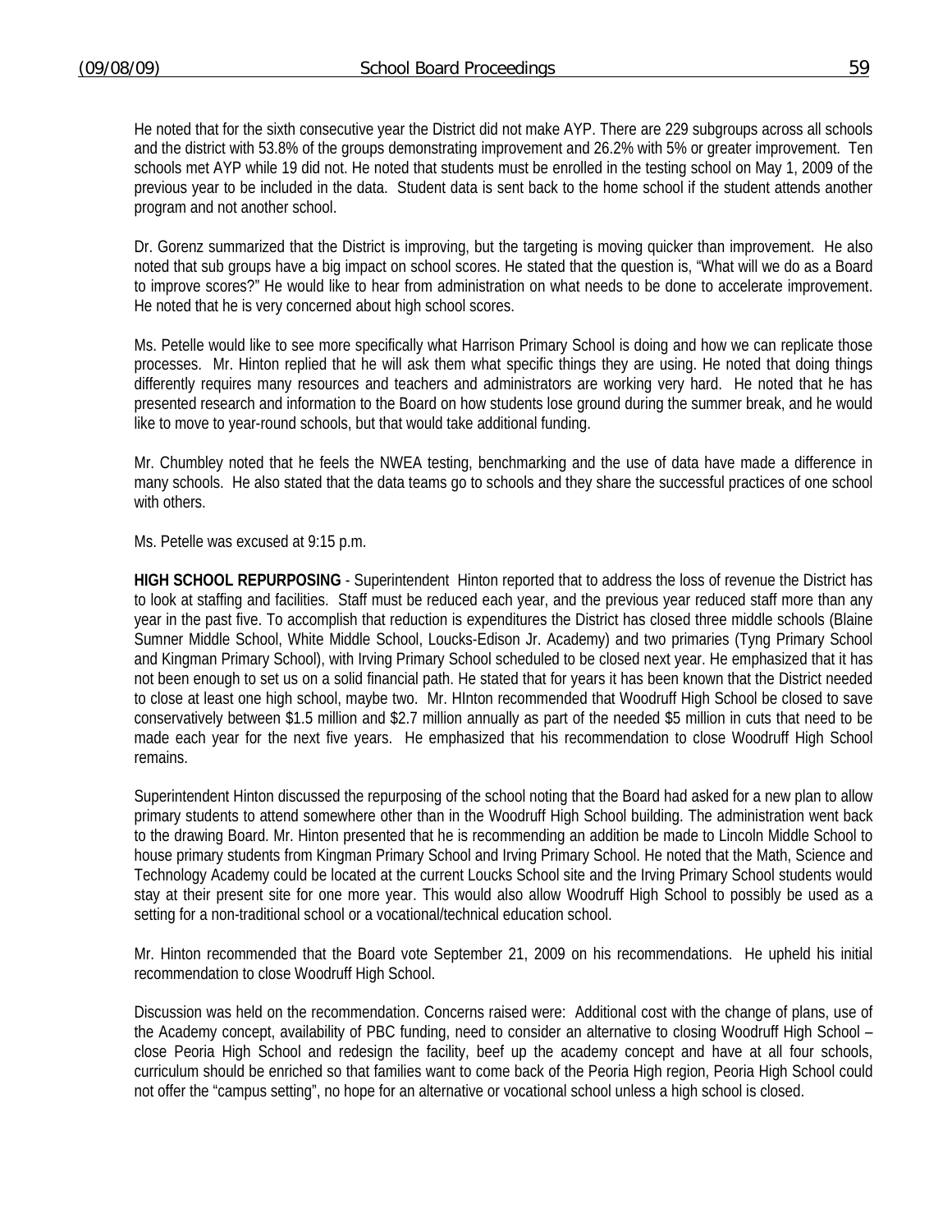He noted that for the sixth consecutive year the District did not make AYP. There are 229 subgroups across all schools and the district with 53.8% of the groups demonstrating improvement and 26.2% with 5% or greater improvement. Ten schools met AYP while 19 did not. He noted that students must be enrolled in the testing school on May 1, 2009 of the previous year to be included in the data. Student data is sent back to the home school if the student attends another program and not another school.

Dr. Gorenz summarized that the District is improving, but the targeting is moving quicker than improvement. He also noted that sub groups have a big impact on school scores. He stated that the question is, "What will we do as a Board to improve scores?" He would like to hear from administration on what needs to be done to accelerate improvement. He noted that he is very concerned about high school scores.

Ms. Petelle would like to see more specifically what Harrison Primary School is doing and how we can replicate those processes. Mr. Hinton replied that he will ask them what specific things they are using. He noted that doing things differently requires many resources and teachers and administrators are working very hard. He noted that he has presented research and information to the Board on how students lose ground during the summer break, and he would like to move to year-round schools, but that would take additional funding.

Mr. Chumbley noted that he feels the NWEA testing, benchmarking and the use of data have made a difference in many schools. He also stated that the data teams go to schools and they share the successful practices of one school with others.

Ms. Petelle was excused at 9:15 p.m.

**HIGH SCHOOL REPURPOSING** - Superintendent Hinton reported that to address the loss of revenue the District has to look at staffing and facilities. Staff must be reduced each year, and the previous year reduced staff more than any year in the past five. To accomplish that reduction is expenditures the District has closed three middle schools (Blaine Sumner Middle School, White Middle School, Loucks-Edison Jr. Academy) and two primaries (Tyng Primary School and Kingman Primary School), with Irving Primary School scheduled to be closed next year. He emphasized that it has not been enough to set us on a solid financial path. He stated that for years it has been known that the District needed to close at least one high school, maybe two. Mr. HInton recommended that Woodruff High School be closed to save conservatively between $1.5 million and $2.7 million annually as part of the needed $5 million in cuts that need to be made each year for the next five years. He emphasized that his recommendation to close Woodruff High School remains.

Superintendent Hinton discussed the repurposing of the school noting that the Board had asked for a new plan to allow primary students to attend somewhere other than in the Woodruff High School building. The administration went back to the drawing Board. Mr. Hinton presented that he is recommending an addition be made to Lincoln Middle School to house primary students from Kingman Primary School and Irving Primary School. He noted that the Math, Science and Technology Academy could be located at the current Loucks School site and the Irving Primary School students would stay at their present site for one more year. This would also allow Woodruff High School to possibly be used as a setting for a non-traditional school or a vocational/technical education school.

Mr. Hinton recommended that the Board vote September 21, 2009 on his recommendations. He upheld his initial recommendation to close Woodruff High School.

Discussion was held on the recommendation. Concerns raised were: Additional cost with the change of plans, use of the Academy concept, availability of PBC funding, need to consider an alternative to closing Woodruff High School – close Peoria High School and redesign the facility, beef up the academy concept and have at all four schools, curriculum should be enriched so that families want to come back of the Peoria High region, Peoria High School could not offer the "campus setting", no hope for an alternative or vocational school unless a high school is closed.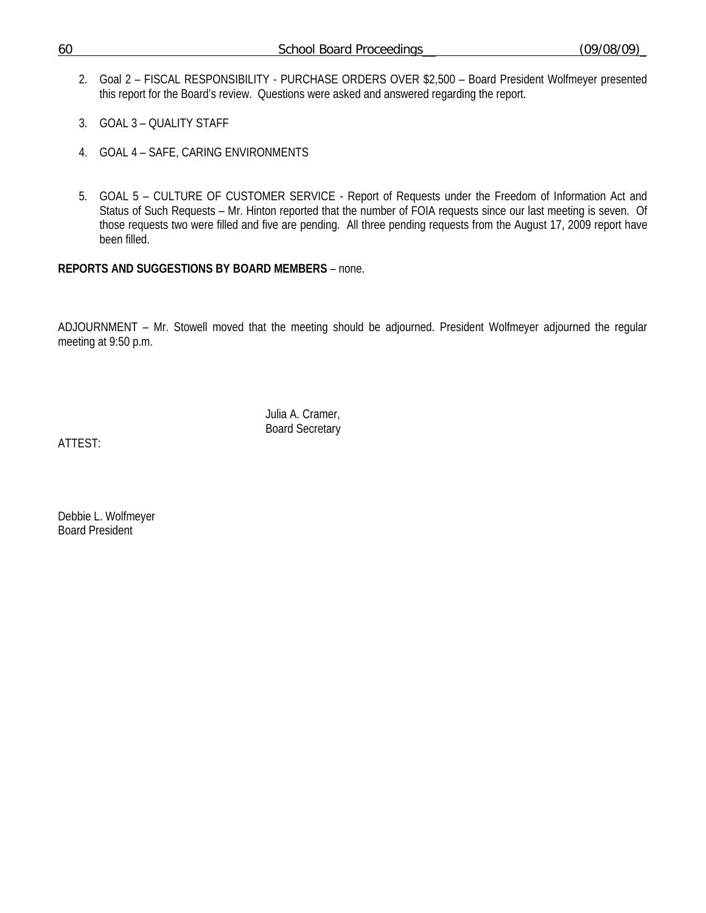2. Goal 2 – FISCAL RESPONSIBILITY - PURCHASE ORDERS OVER $2,500 – Board President Wolfmeyer presented this report for the Board's review. Questions were asked and answered regarding the report.

3. GOAL 3 – QUALITY STAFF

4. GOAL 4 – SAFE, CARING ENVIRONMENTS

5. GOAL 5 – CULTURE OF CUSTOMER SERVICE - Report of Requests under the Freedom of Information Act and Status of Such Requests – Mr. Hinton reported that the number of FOIA requests since our last meeting is seven. Of those requests two were filled and five are pending. All three pending requests from the August 17, 2009 report have been filled.

**REPORTS AND SUGGESTIONS BY BOARD MEMBERS** – none.

ADJOURNMENT – Mr. Stowell moved that the meeting should be adjourned. President Wolfmeyer adjourned the regular meeting at 9:50 p.m.

Julia A. Cramer,
Board Secretary

ATTEST:

Debbie L. Wolfmeyer
Board President